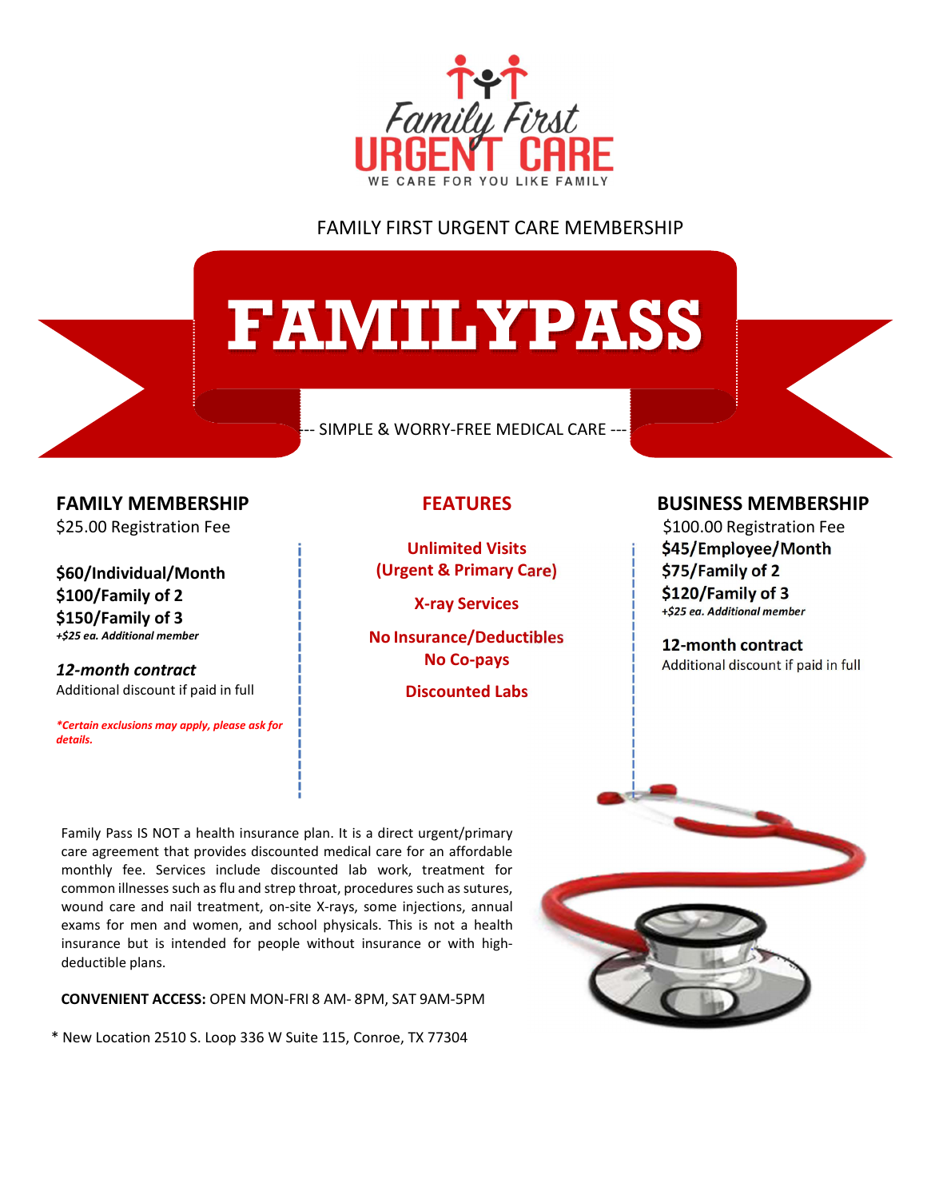Family First URGENT CARE

WE CARE FOR YOU LIKE FAMILY

FAMILY FIRST URGENT CARE MEMBERSHIP

# FAMILYPASS

--- SIMPLE & WORRY-FREE MEDICAL CARE ---

## FAMILY MEMBERSHIP

$25.00 Registration Fee

**$60/Individual/Month**
**$100/Family of 2**
**$150/Family of 3**
***+$25 ea. Additional member***

***12-month contract***
Additional discount if paid in full

***\*Certain exclusions may apply, please ask for details.***

## FEATURES

**Unlimited Visits (Urgent & Primary Care)**

**X-ray Services**

**No Insurance/Deductibles**
**No Co-pays**

**Discounted Labs**

## BUSINESS MEMBERSHIP

$100.00 Registration Fee
**$45/Employee/Month**
**$75/Family of 2**
**$120/Family of 3**
***+$25 ea. Additional member***

**12-month contract**
Additional discount if paid in full

Family Pass IS NOT a health insurance plan. It is a direct urgent/primary care agreement that provides discounted medical care for an affordable monthly fee. Services include discounted lab work, treatment for common illnesses such as flu and strep throat, procedures such as sutures, wound care and nail treatment, on-site X-rays, some injections, annual exams for men and women, and school physicals. This is not a health insurance but is intended for people without insurance or with high-deductible plans.

**CONVENIENT ACCESS:** OPEN MON-FRI 8 AM- 8PM, SAT 9AM-5PM

\* New Location 2510 S. Loop 336 W Suite 115, Conroe, TX 77304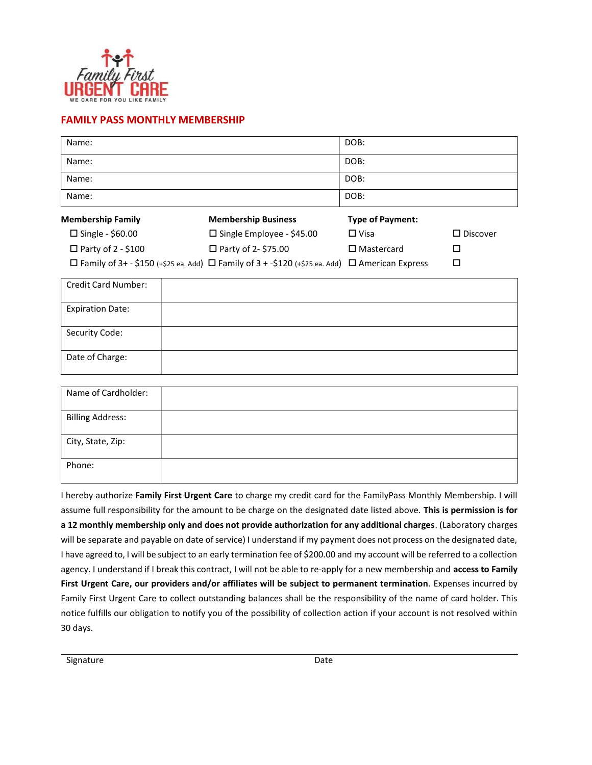Family First URGENT CARE
WE CARE FOR YOU LIKE FAMILY

## FAMILY PASS MONTHLY MEMBERSHIP

| | |
|---|---|
| Name: | DOB: |
| Name: | DOB: |
| Name: | DOB: |
| Name: | DOB: |

| Membership Family | Membership Business | Type of Payment: | |
|---|---|---|---|
| ☐ Single - $60.00 | ☐ Single Employee - $45.00 | ☐ Visa | ☐ Discover |
| ☐ Party of 2 - $100 | ☐ Party of 2- $75.00 | ☐ Mastercard | ☐ |
| ☐ Family of 3+ - $150 (+$25 ea. Add) | ☐ Family of 3 + -$120 (+$25 ea. Add) | ☐ American Express | ☐ |

| | |
|---|---|
| Credit Card Number: | |
| Expiration Date: | |
| Security Code: | |
| Date of Charge: | |

| | |
|---|---|
| Name of Cardholder: | |
| Billing Address: | |
| City, State, Zip: | |
| Phone: | |

I hereby authorize **Family First Urgent Care** to charge my credit card for the FamilyPass Monthly Membership. I will assume full responsibility for the amount to be charge on the designated date listed above. **This is permission is for a 12 monthly membership only and does not provide authorization for any additional charges**. (Laboratory charges will be separate and payable on date of service) I understand if my payment does not process on the designated date, I have agreed to, I will be subject to an early termination fee of $200.00 and my account will be referred to a collection agency. I understand if I break this contract, I will not be able to re-apply for a new membership and **access to Family First Urgent Care, our providers and/or affiliates will be subject to permanent termination**. Expenses incurred by Family First Urgent Care to collect outstanding balances shall be the responsibility of the name of card holder. This notice fulfills our obligation to notify you of the possibility of collection action if your account is not resolved within 30 days.

Signature Date